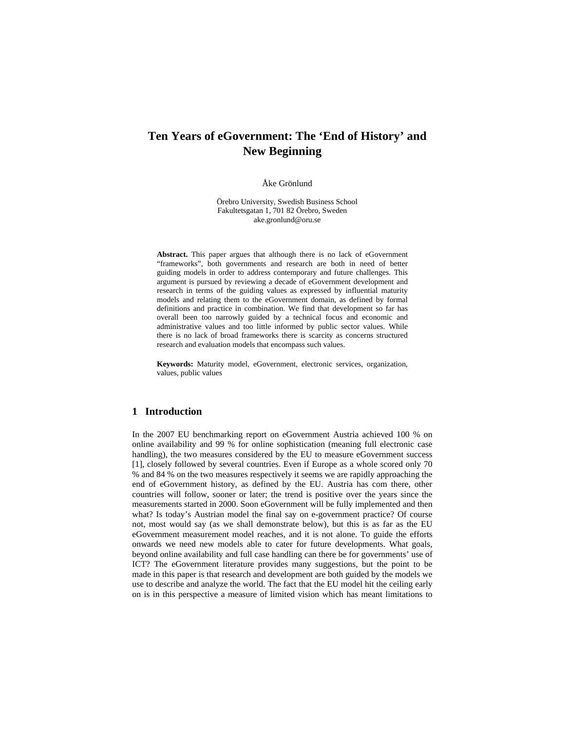# Ten Years of eGovernment: The 'End of History' and New Beginning

Åke Grönlund

Örebro University, Swedish Business School
Fakultetsgatan 1, 701 82 Örebro, Sweden
ake.gronlund@oru.se

**Abstract.** This paper argues that although there is no lack of eGovernment "frameworks", both governments and research are both in need of better guiding models in order to address contemporary and future challenges. This argument is pursued by reviewing a decade of eGovernment development and research in terms of the guiding values as expressed by influential maturity models and relating them to the eGovernment domain, as defined by formal definitions and practice in combination. We find that development so far has overall been too narrowly guided by a technical focus and economic and administrative values and too little informed by public sector values. While there is no lack of broad frameworks there is scarcity as concerns structured research and evaluation models that encompass such values.

**Keywords:** Maturity model, eGovernment, electronic services, organization, values, public values

## 1 Introduction

In the 2007 EU benchmarking report on eGovernment Austria achieved 100 % on online availability and 99 % for online sophistication (meaning full electronic case handling), the two measures considered by the EU to measure eGovernment success [1], closely followed by several countries. Even if Europe as a whole scored only 70 % and 84 % on the two measures respectively it seems we are rapidly approaching the end of eGovernment history, as defined by the EU. Austria has com there, other countries will follow, sooner or later; the trend is positive over the years since the measurements started in 2000. Soon eGovernment will be fully implemented and then what? Is today's Austrian model the final say on e-government practice? Of course not, most would say (as we shall demonstrate below), but this is as far as the EU eGovernment measurement model reaches, and it is not alone. To guide the efforts onwards we need new models able to cater for future developments. What goals, beyond online availability and full case handling can there be for governments' use of ICT? The eGovernment literature provides many suggestions, but the point to be made in this paper is that research and development are both guided by the models we use to describe and analyze the world. The fact that the EU model hit the ceiling early on is in this perspective a measure of limited vision which has meant limitations to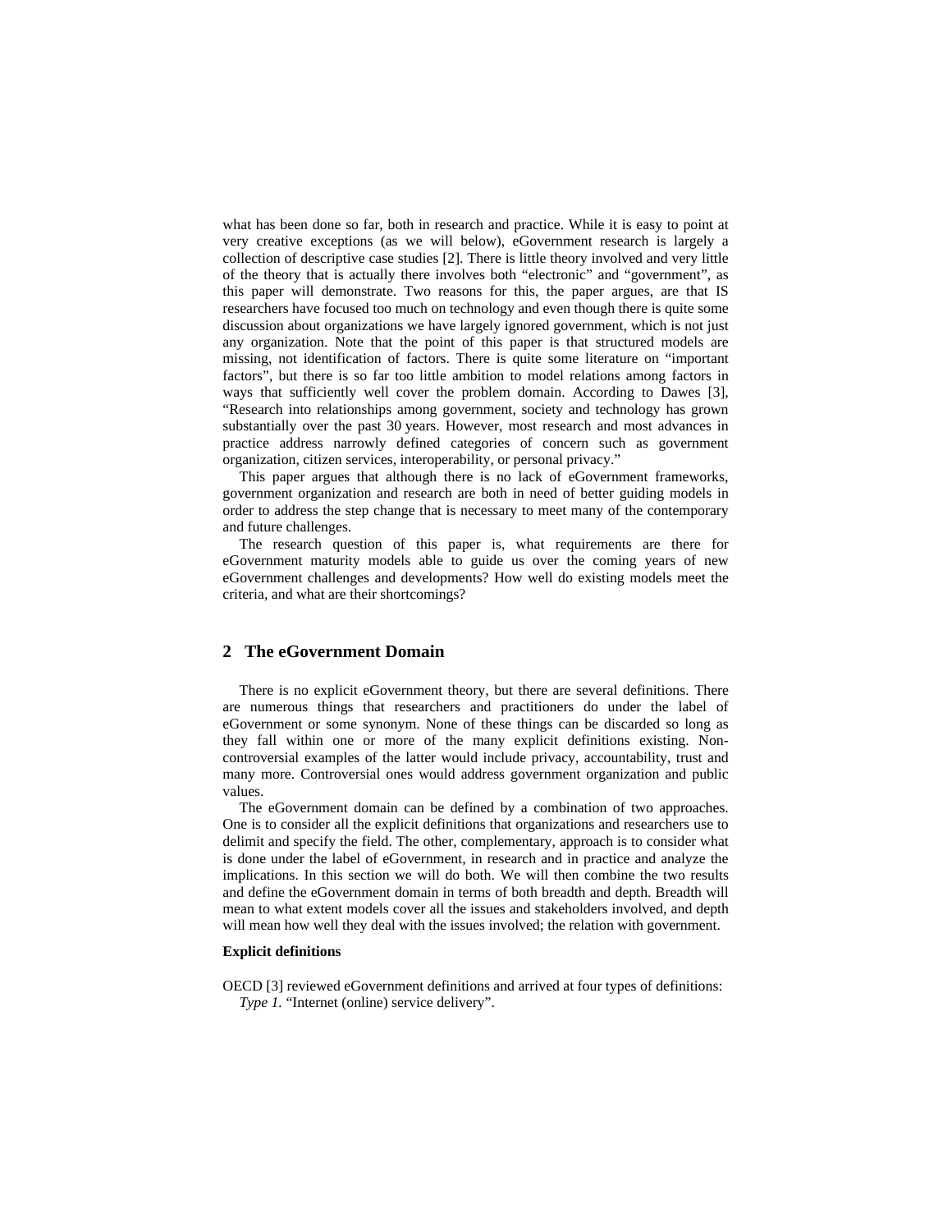what has been done so far, both in research and practice. While it is easy to point at very creative exceptions (as we will below), eGovernment research is largely a collection of descriptive case studies [2]. There is little theory involved and very little of the theory that is actually there involves both "electronic" and "government", as this paper will demonstrate. Two reasons for this, the paper argues, are that IS researchers have focused too much on technology and even though there is quite some discussion about organizations we have largely ignored government, which is not just any organization. Note that the point of this paper is that structured models are missing, not identification of factors. There is quite some literature on "important factors", but there is so far too little ambition to model relations among factors in ways that sufficiently well cover the problem domain. According to Dawes [3], "Research into relationships among government, society and technology has grown substantially over the past 30 years. However, most research and most advances in practice address narrowly defined categories of concern such as government organization, citizen services, interoperability, or personal privacy."

This paper argues that although there is no lack of eGovernment frameworks, government organization and research are both in need of better guiding models in order to address the step change that is necessary to meet many of the contemporary and future challenges.

The research question of this paper is, what requirements are there for eGovernment maturity models able to guide us over the coming years of new eGovernment challenges and developments? How well do existing models meet the criteria, and what are their shortcomings?

## 2 The eGovernment Domain

There is no explicit eGovernment theory, but there are several definitions. There are numerous things that researchers and practitioners do under the label of eGovernment or some synonym. None of these things can be discarded so long as they fall within one or more of the many explicit definitions existing. Non-controversial examples of the latter would include privacy, accountability, trust and many more. Controversial ones would address government organization and public values.

The eGovernment domain can be defined by a combination of two approaches. One is to consider all the explicit definitions that organizations and researchers use to delimit and specify the field. The other, complementary, approach is to consider what is done under the label of eGovernment, in research and in practice and analyze the implications. In this section we will do both. We will then combine the two results and define the eGovernment domain in terms of both breadth and depth. Breadth will mean to what extent models cover all the issues and stakeholders involved, and depth will mean how well they deal with the issues involved; the relation with government.

**Explicit definitions**

OECD [3] reviewed eGovernment definitions and arrived at four types of definitions:

*Type 1.* "Internet (online) service delivery".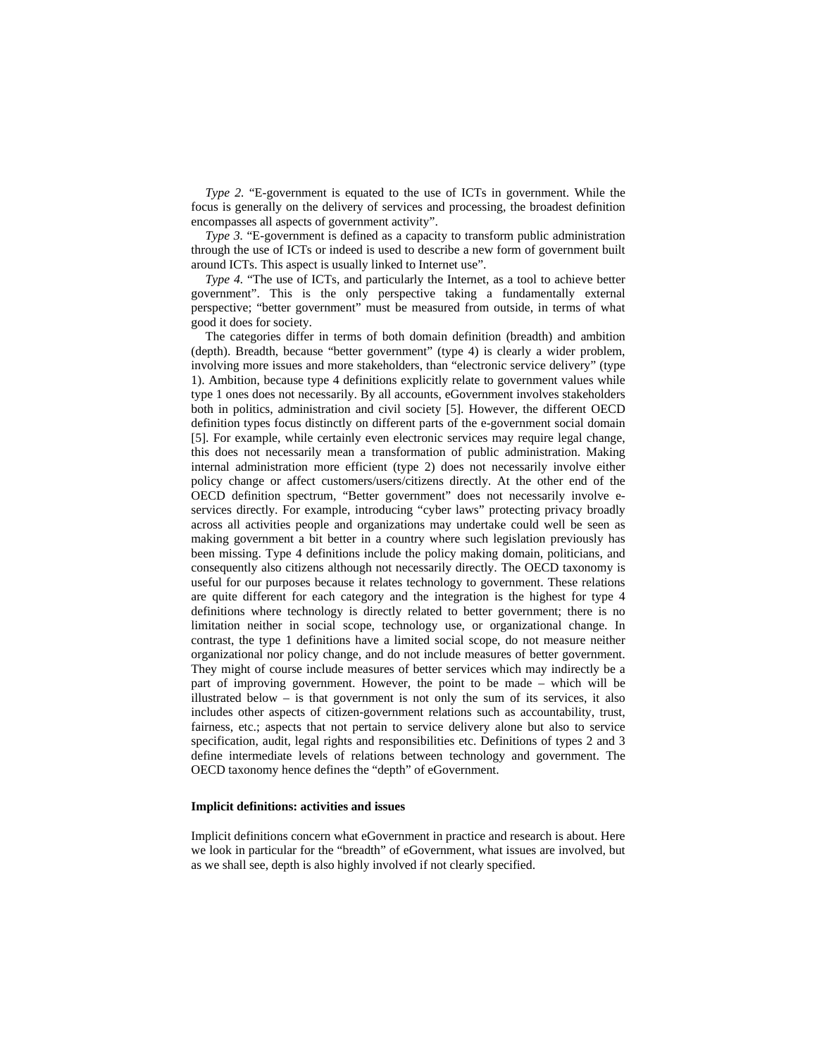*Type 2.* "E-government is equated to the use of ICTs in government. While the focus is generally on the delivery of services and processing, the broadest definition encompasses all aspects of government activity".

*Type 3.* "E-government is defined as a capacity to transform public administration through the use of ICTs or indeed is used to describe a new form of government built around ICTs. This aspect is usually linked to Internet use".

*Type 4.* "The use of ICTs, and particularly the Internet, as a tool to achieve better government". This is the only perspective taking a fundamentally external perspective; "better government" must be measured from outside, in terms of what good it does for society.

The categories differ in terms of both domain definition (breadth) and ambition (depth). Breadth, because "better government" (type 4) is clearly a wider problem, involving more issues and more stakeholders, than "electronic service delivery" (type 1). Ambition, because type 4 definitions explicitly relate to government values while type 1 ones does not necessarily. By all accounts, eGovernment involves stakeholders both in politics, administration and civil society [5]. However, the different OECD definition types focus distinctly on different parts of the e-government social domain [5]. For example, while certainly even electronic services may require legal change, this does not necessarily mean a transformation of public administration. Making internal administration more efficient (type 2) does not necessarily involve either policy change or affect customers/users/citizens directly. At the other end of the OECD definition spectrum, "Better government" does not necessarily involve e-services directly. For example, introducing "cyber laws" protecting privacy broadly across all activities people and organizations may undertake could well be seen as making government a bit better in a country where such legislation previously has been missing. Type 4 definitions include the policy making domain, politicians, and consequently also citizens although not necessarily directly. The OECD taxonomy is useful for our purposes because it relates technology to government. These relations are quite different for each category and the integration is the highest for type 4 definitions where technology is directly related to better government; there is no limitation neither in social scope, technology use, or organizational change. In contrast, the type 1 definitions have a limited social scope, do not measure neither organizational nor policy change, and do not include measures of better government. They might of course include measures of better services which may indirectly be a part of improving government. However, the point to be made – which will be illustrated below – is that government is not only the sum of its services, it also includes other aspects of citizen-government relations such as accountability, trust, fairness, etc.; aspects that not pertain to service delivery alone but also to service specification, audit, legal rights and responsibilities etc. Definitions of types 2 and 3 define intermediate levels of relations between technology and government. The OECD taxonomy hence defines the "depth" of eGovernment.

**Implicit definitions: activities and issues**

Implicit definitions concern what eGovernment in practice and research is about. Here we look in particular for the "breadth" of eGovernment, what issues are involved, but as we shall see, depth is also highly involved if not clearly specified.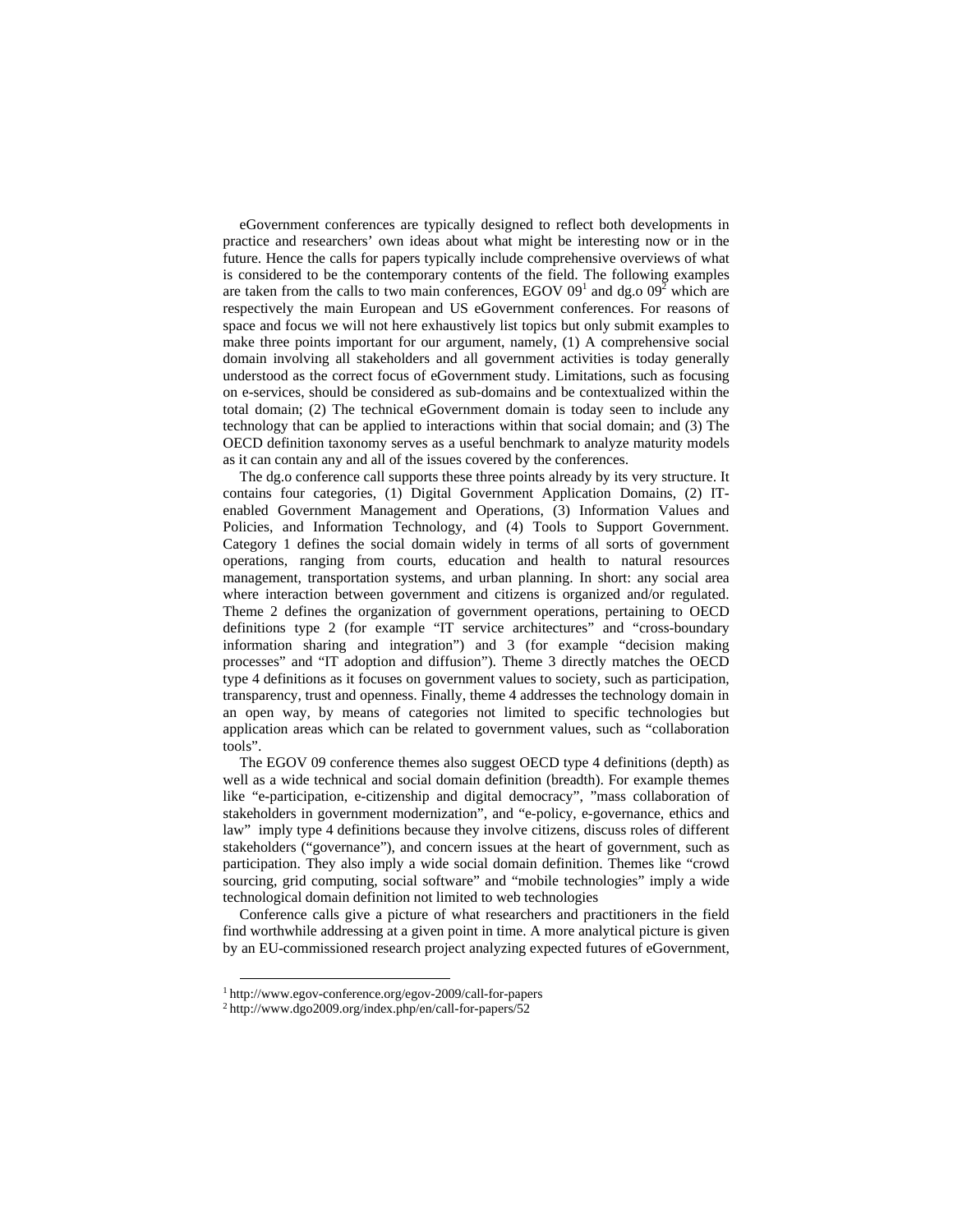eGovernment conferences are typically designed to reflect both developments in practice and researchers' own ideas about what might be interesting now or in the future. Hence the calls for papers typically include comprehensive overviews of what is considered to be the contemporary contents of the field. The following examples are taken from the calls to two main conferences, EGOV 09[1] and dg.o 09[2] which are respectively the main European and US eGovernment conferences. For reasons of space and focus we will not here exhaustively list topics but only submit examples to make three points important for our argument, namely, (1) A comprehensive social domain involving all stakeholders and all government activities is today generally understood as the correct focus of eGovernment study. Limitations, such as focusing on e-services, should be considered as sub-domains and be contextualized within the total domain; (2) The technical eGovernment domain is today seen to include any technology that can be applied to interactions within that social domain; and (3) The OECD definition taxonomy serves as a useful benchmark to analyze maturity models as it can contain any and all of the issues covered by the conferences.

The dg.o conference call supports these three points already by its very structure. It contains four categories, (1) Digital Government Application Domains, (2) IT-enabled Government Management and Operations, (3) Information Values and Policies, and Information Technology, and (4) Tools to Support Government. Category 1 defines the social domain widely in terms of all sorts of government operations, ranging from courts, education and health to natural resources management, transportation systems, and urban planning. In short: any social area where interaction between government and citizens is organized and/or regulated. Theme 2 defines the organization of government operations, pertaining to OECD definitions type 2 (for example "IT service architectures" and "cross-boundary information sharing and integration") and 3 (for example "decision making processes" and "IT adoption and diffusion"). Theme 3 directly matches the OECD type 4 definitions as it focuses on government values to society, such as participation, transparency, trust and openness. Finally, theme 4 addresses the technology domain in an open way, by means of categories not limited to specific technologies but application areas which can be related to government values, such as "collaboration tools".

The EGOV 09 conference themes also suggest OECD type 4 definitions (depth) as well as a wide technical and social domain definition (breadth). For example themes like "e-participation, e-citizenship and digital democracy", "mass collaboration of stakeholders in government modernization", and "e-policy, e-governance, ethics and law" imply type 4 definitions because they involve citizens, discuss roles of different stakeholders ("governance"), and concern issues at the heart of government, such as participation. They also imply a wide social domain definition. Themes like "crowd sourcing, grid computing, social software" and "mobile technologies" imply a wide technological domain definition not limited to web technologies

Conference calls give a picture of what researchers and practitioners in the field find worthwhile addressing at a given point in time. A more analytical picture is given by an EU-commissioned research project analyzing expected futures of eGovernment,

---

[1] http://www.egov-conference.org/egov-2009/call-for-papers

[2] http://www.dgo2009.org/index.php/en/call-for-papers/52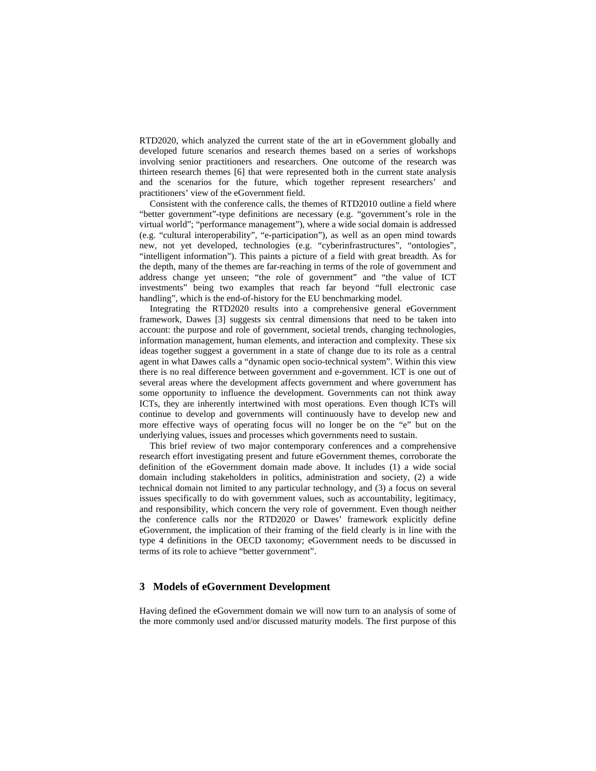RTD2020, which analyzed the current state of the art in eGovernment globally and developed future scenarios and research themes based on a series of workshops involving senior practitioners and researchers. One outcome of the research was thirteen research themes [6] that were represented both in the current state analysis and the scenarios for the future, which together represent researchers' and practitioners' view of the eGovernment field.

Consistent with the conference calls, the themes of RTD2010 outline a field where "better government"-type definitions are necessary (e.g. "government's role in the virtual world"; "performance management"), where a wide social domain is addressed (e.g. "cultural interoperability", "e-participation"), as well as an open mind towards new, not yet developed, technologies (e.g. "cyberinfrastructures", "ontologies", "intelligent information"). This paints a picture of a field with great breadth. As for the depth, many of the themes are far-reaching in terms of the role of government and address change yet unseen; "the role of government" and "the value of ICT investments" being two examples that reach far beyond "full electronic case handling", which is the end-of-history for the EU benchmarking model.

Integrating the RTD2020 results into a comprehensive general eGovernment framework, Dawes [3] suggests six central dimensions that need to be taken into account: the purpose and role of government, societal trends, changing technologies, information management, human elements, and interaction and complexity. These six ideas together suggest a government in a state of change due to its role as a central agent in what Dawes calls a "dynamic open socio-technical system". Within this view there is no real difference between government and e-government. ICT is one out of several areas where the development affects government and where government has some opportunity to influence the development. Governments can not think away ICTs, they are inherently intertwined with most operations. Even though ICTs will continue to develop and governments will continuously have to develop new and more effective ways of operating focus will no longer be on the "e" but on the underlying values, issues and processes which governments need to sustain.

This brief review of two major contemporary conferences and a comprehensive research effort investigating present and future eGovernment themes, corroborate the definition of the eGovernment domain made above. It includes (1) a wide social domain including stakeholders in politics, administration and society, (2) a wide technical domain not limited to any particular technology, and (3) a focus on several issues specifically to do with government values, such as accountability, legitimacy, and responsibility, which concern the very role of government. Even though neither the conference calls nor the RTD2020 or Dawes' framework explicitly define eGovernment, the implication of their framing of the field clearly is in line with the type 4 definitions in the OECD taxonomy; eGovernment needs to be discussed in terms of its role to achieve "better government".

## 3 Models of eGovernment Development

Having defined the eGovernment domain we will now turn to an analysis of some of the more commonly used and/or discussed maturity models. The first purpose of this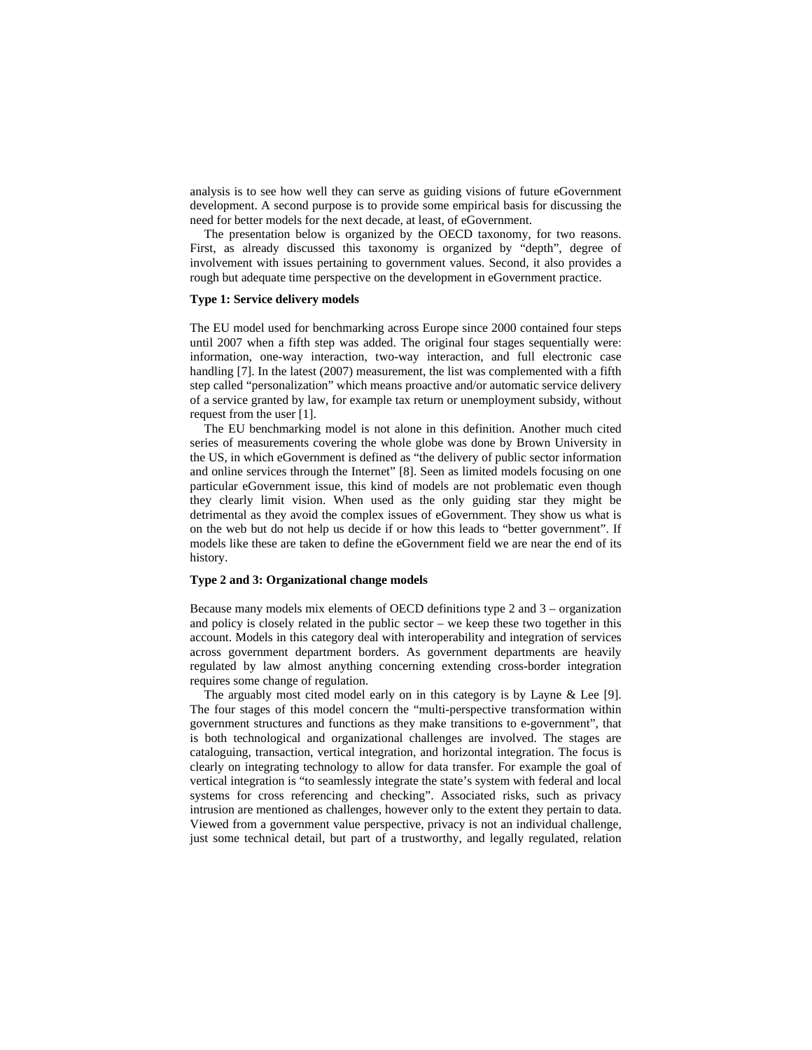analysis is to see how well they can serve as guiding visions of future eGovernment development. A second purpose is to provide some empirical basis for discussing the need for better models for the next decade, at least, of eGovernment.

The presentation below is organized by the OECD taxonomy, for two reasons. First, as already discussed this taxonomy is organized by "depth", degree of involvement with issues pertaining to government values. Second, it also provides a rough but adequate time perspective on the development in eGovernment practice.

**Type 1: Service delivery models**

The EU model used for benchmarking across Europe since 2000 contained four steps until 2007 when a fifth step was added. The original four stages sequentially were: information, one-way interaction, two-way interaction, and full electronic case handling [7]. In the latest (2007) measurement, the list was complemented with a fifth step called "personalization" which means proactive and/or automatic service delivery of a service granted by law, for example tax return or unemployment subsidy, without request from the user [1].

The EU benchmarking model is not alone in this definition. Another much cited series of measurements covering the whole globe was done by Brown University in the US, in which eGovernment is defined as "the delivery of public sector information and online services through the Internet" [8]. Seen as limited models focusing on one particular eGovernment issue, this kind of models are not problematic even though they clearly limit vision. When used as the only guiding star they might be detrimental as they avoid the complex issues of eGovernment. They show us what is on the web but do not help us decide if or how this leads to "better government". If models like these are taken to define the eGovernment field we are near the end of its history.

**Type 2 and 3: Organizational change models**

Because many models mix elements of OECD definitions type 2 and 3 – organization and policy is closely related in the public sector – we keep these two together in this account. Models in this category deal with interoperability and integration of services across government department borders. As government departments are heavily regulated by law almost anything concerning extending cross-border integration requires some change of regulation.

The arguably most cited model early on in this category is by Layne & Lee [9]. The four stages of this model concern the "multi-perspective transformation within government structures and functions as they make transitions to e-government", that is both technological and organizational challenges are involved. The stages are cataloguing, transaction, vertical integration, and horizontal integration. The focus is clearly on integrating technology to allow for data transfer. For example the goal of vertical integration is "to seamlessly integrate the state's system with federal and local systems for cross referencing and checking". Associated risks, such as privacy intrusion are mentioned as challenges, however only to the extent they pertain to data. Viewed from a government value perspective, privacy is not an individual challenge, just some technical detail, but part of a trustworthy, and legally regulated, relation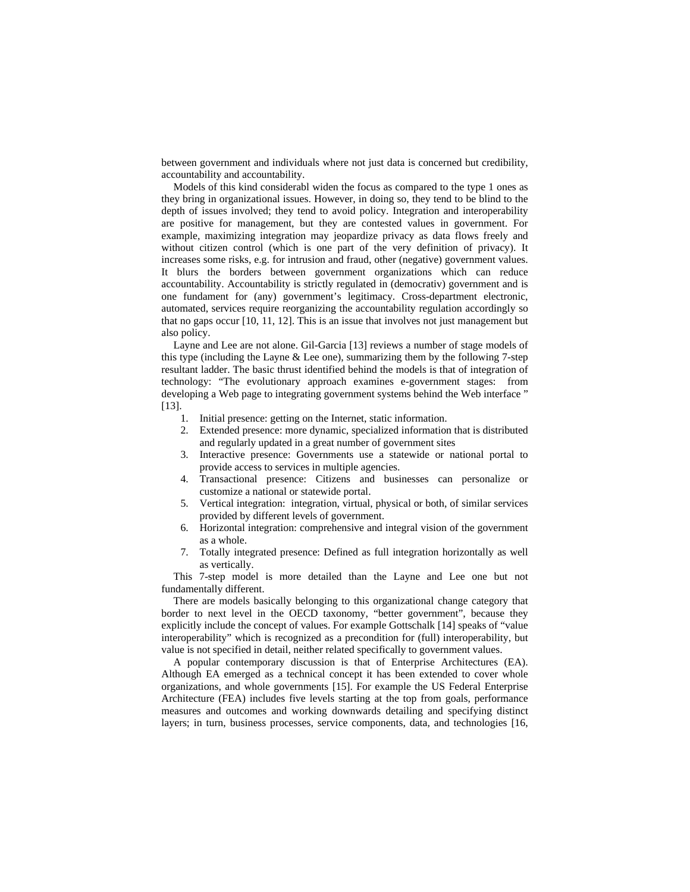between government and individuals where not just data is concerned but credibility, accountability and accountability.

Models of this kind considerabl widen the focus as compared to the type 1 ones as they bring in organizational issues. However, in doing so, they tend to be blind to the depth of issues involved; they tend to avoid policy. Integration and interoperability are positive for management, but they are contested values in government. For example, maximizing integration may jeopardize privacy as data flows freely and without citizen control (which is one part of the very definition of privacy). It increases some risks, e.g. for intrusion and fraud, other (negative) government values. It blurs the borders between government organizations which can reduce accountability. Accountability is strictly regulated in (democrativ) government and is one fundament for (any) government's legitimacy. Cross-department electronic, automated, services require reorganizing the accountability regulation accordingly so that no gaps occur [10, 11, 12]. This is an issue that involves not just management but also policy.

Layne and Lee are not alone. Gil-Garcia [13] reviews a number of stage models of this type (including the Layne & Lee one), summarizing them by the following 7-step resultant ladder. The basic thrust identified behind the models is that of integration of technology: "The evolutionary approach examines e-government stages: from developing a Web page to integrating government systems behind the Web interface " [13].

1. Initial presence: getting on the Internet, static information.
2. Extended presence: more dynamic, specialized information that is distributed and regularly updated in a great number of government sites
3. Interactive presence: Governments use a statewide or national portal to provide access to services in multiple agencies.
4. Transactional presence: Citizens and businesses can personalize or customize a national or statewide portal.
5. Vertical integration: integration, virtual, physical or both, of similar services provided by different levels of government.
6. Horizontal integration: comprehensive and integral vision of the government as a whole.
7. Totally integrated presence: Defined as full integration horizontally as well as vertically.

This 7-step model is more detailed than the Layne and Lee one but not fundamentally different.

There are models basically belonging to this organizational change category that border to next level in the OECD taxonomy, "better government", because they explicitly include the concept of values. For example Gottschalk [14] speaks of "value interoperability" which is recognized as a precondition for (full) interoperability, but value is not specified in detail, neither related specifically to government values.

A popular contemporary discussion is that of Enterprise Architectures (EA). Although EA emerged as a technical concept it has been extended to cover whole organizations, and whole governments [15]. For example the US Federal Enterprise Architecture (FEA) includes five levels starting at the top from goals, performance measures and outcomes and working downwards detailing and specifying distinct layers; in turn, business processes, service components, data, and technologies [16,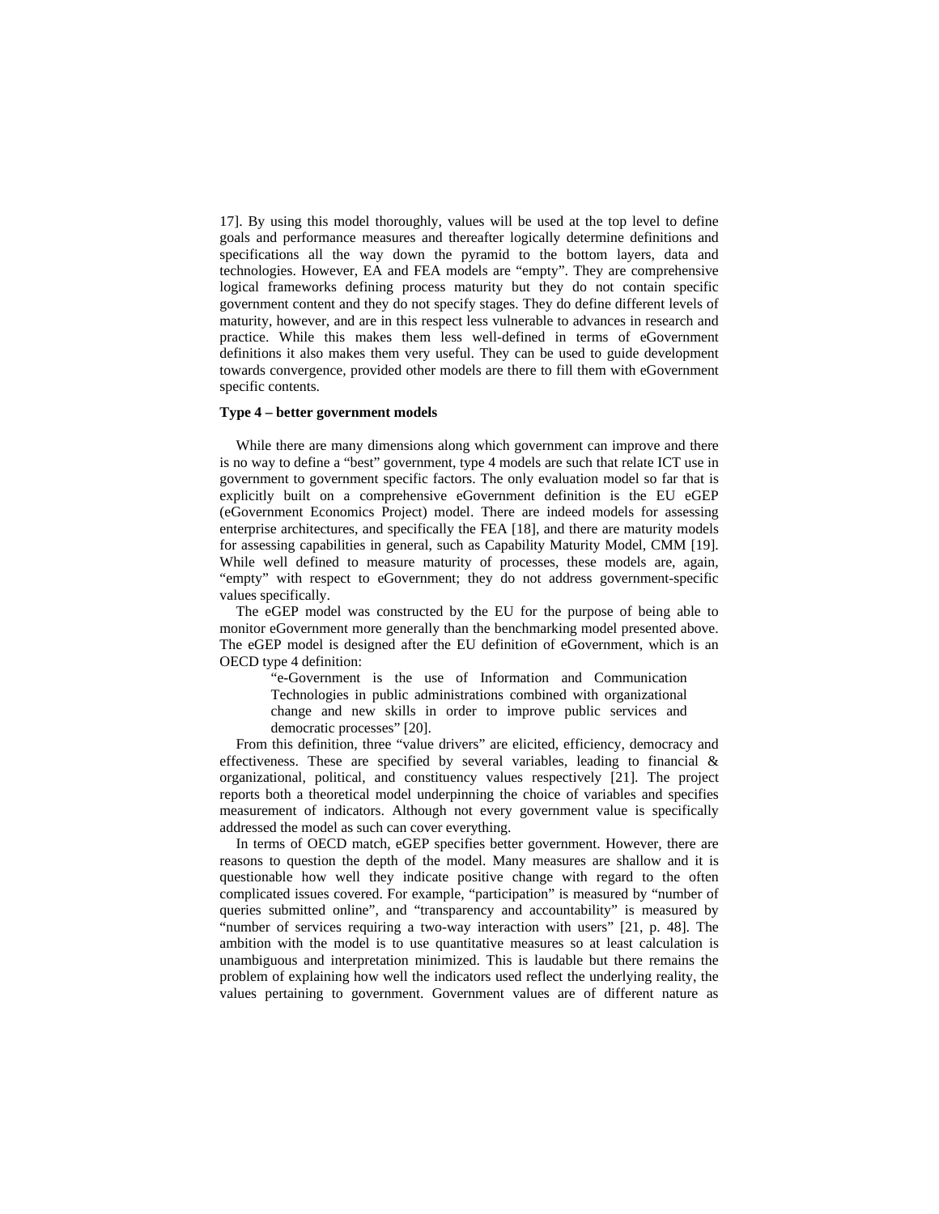17]. By using this model thoroughly, values will be used at the top level to define goals and performance measures and thereafter logically determine definitions and specifications all the way down the pyramid to the bottom layers, data and technologies. However, EA and FEA models are "empty". They are comprehensive logical frameworks defining process maturity but they do not contain specific government content and they do not specify stages. They do define different levels of maturity, however, and are in this respect less vulnerable to advances in research and practice. While this makes them less well-defined in terms of eGovernment definitions it also makes them very useful. They can be used to guide development towards convergence, provided other models are there to fill them with eGovernment specific contents.

**Type 4 – better government models**

While there are many dimensions along which government can improve and there is no way to define a "best" government, type 4 models are such that relate ICT use in government to government specific factors. The only evaluation model so far that is explicitly built on a comprehensive eGovernment definition is the EU eGEP (eGovernment Economics Project) model. There are indeed models for assessing enterprise architectures, and specifically the FEA [18], and there are maturity models for assessing capabilities in general, such as Capability Maturity Model, CMM [19]. While well defined to measure maturity of processes, these models are, again, "empty" with respect to eGovernment; they do not address government-specific values specifically.

The eGEP model was constructed by the EU for the purpose of being able to monitor eGovernment more generally than the benchmarking model presented above. The eGEP model is designed after the EU definition of eGovernment, which is an OECD type 4 definition:

> "e-Government is the use of Information and Communication Technologies in public administrations combined with organizational change and new skills in order to improve public services and democratic processes" [20].

From this definition, three "value drivers" are elicited, efficiency, democracy and effectiveness. These are specified by several variables, leading to financial & organizational, political, and constituency values respectively [21]. The project reports both a theoretical model underpinning the choice of variables and specifies measurement of indicators. Although not every government value is specifically addressed the model as such can cover everything.

In terms of OECD match, eGEP specifies better government. However, there are reasons to question the depth of the model. Many measures are shallow and it is questionable how well they indicate positive change with regard to the often complicated issues covered. For example, "participation" is measured by "number of queries submitted online", and "transparency and accountability" is measured by "number of services requiring a two-way interaction with users" [21, p. 48]. The ambition with the model is to use quantitative measures so at least calculation is unambiguous and interpretation minimized. This is laudable but there remains the problem of explaining how well the indicators used reflect the underlying reality, the values pertaining to government. Government values are of different nature as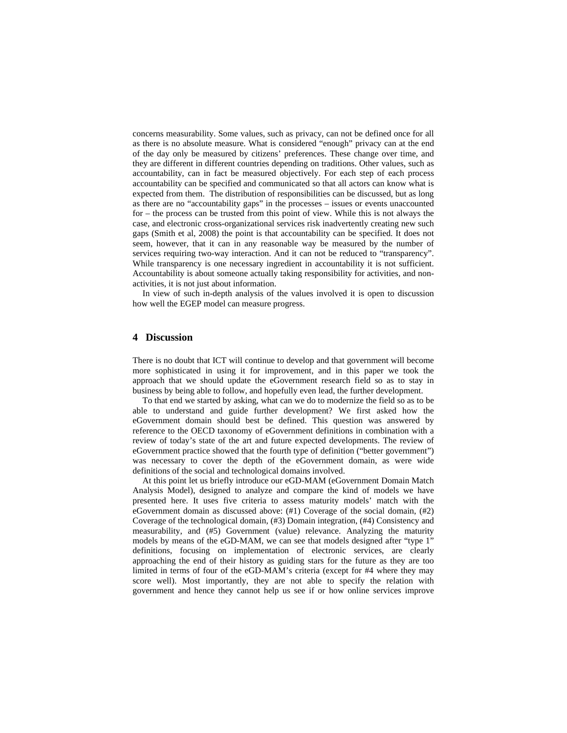concerns measurability. Some values, such as privacy, can not be defined once for all as there is no absolute measure. What is considered "enough" privacy can at the end of the day only be measured by citizens' preferences. These change over time, and they are different in different countries depending on traditions. Other values, such as accountability, can in fact be measured objectively. For each step of each process accountability can be specified and communicated so that all actors can know what is expected from them. The distribution of responsibilities can be discussed, but as long as there are no "accountability gaps" in the processes – issues or events unaccounted for – the process can be trusted from this point of view. While this is not always the case, and electronic cross-organizational services risk inadvertently creating new such gaps (Smith et al, 2008) the point is that accountability can be specified. It does not seem, however, that it can in any reasonable way be measured by the number of services requiring two-way interaction. And it can not be reduced to "transparency". While transparency is one necessary ingredient in accountability it is not sufficient. Accountability is about someone actually taking responsibility for activities, and non-activities, it is not just about information.

In view of such in-depth analysis of the values involved it is open to discussion how well the EGEP model can measure progress.

## 4 Discussion

There is no doubt that ICT will continue to develop and that government will become more sophisticated in using it for improvement, and in this paper we took the approach that we should update the eGovernment research field so as to stay in business by being able to follow, and hopefully even lead, the further development.

To that end we started by asking, what can we do to modernize the field so as to be able to understand and guide further development? We first asked how the eGovernment domain should best be defined. This question was answered by reference to the OECD taxonomy of eGovernment definitions in combination with a review of today's state of the art and future expected developments. The review of eGovernment practice showed that the fourth type of definition ("better government") was necessary to cover the depth of the eGovernment domain, as were wide definitions of the social and technological domains involved.

At this point let us briefly introduce our eGD-MAM (eGovernment Domain Match Analysis Model), designed to analyze and compare the kind of models we have presented here. It uses five criteria to assess maturity models' match with the eGovernment domain as discussed above: (#1) Coverage of the social domain, (#2) Coverage of the technological domain, (#3) Domain integration, (#4) Consistency and measurability, and (#5) Government (value) relevance. Analyzing the maturity models by means of the eGD-MAM, we can see that models designed after "type 1" definitions, focusing on implementation of electronic services, are clearly approaching the end of their history as guiding stars for the future as they are too limited in terms of four of the eGD-MAM's criteria (except for #4 where they may score well). Most importantly, they are not able to specify the relation with government and hence they cannot help us see if or how online services improve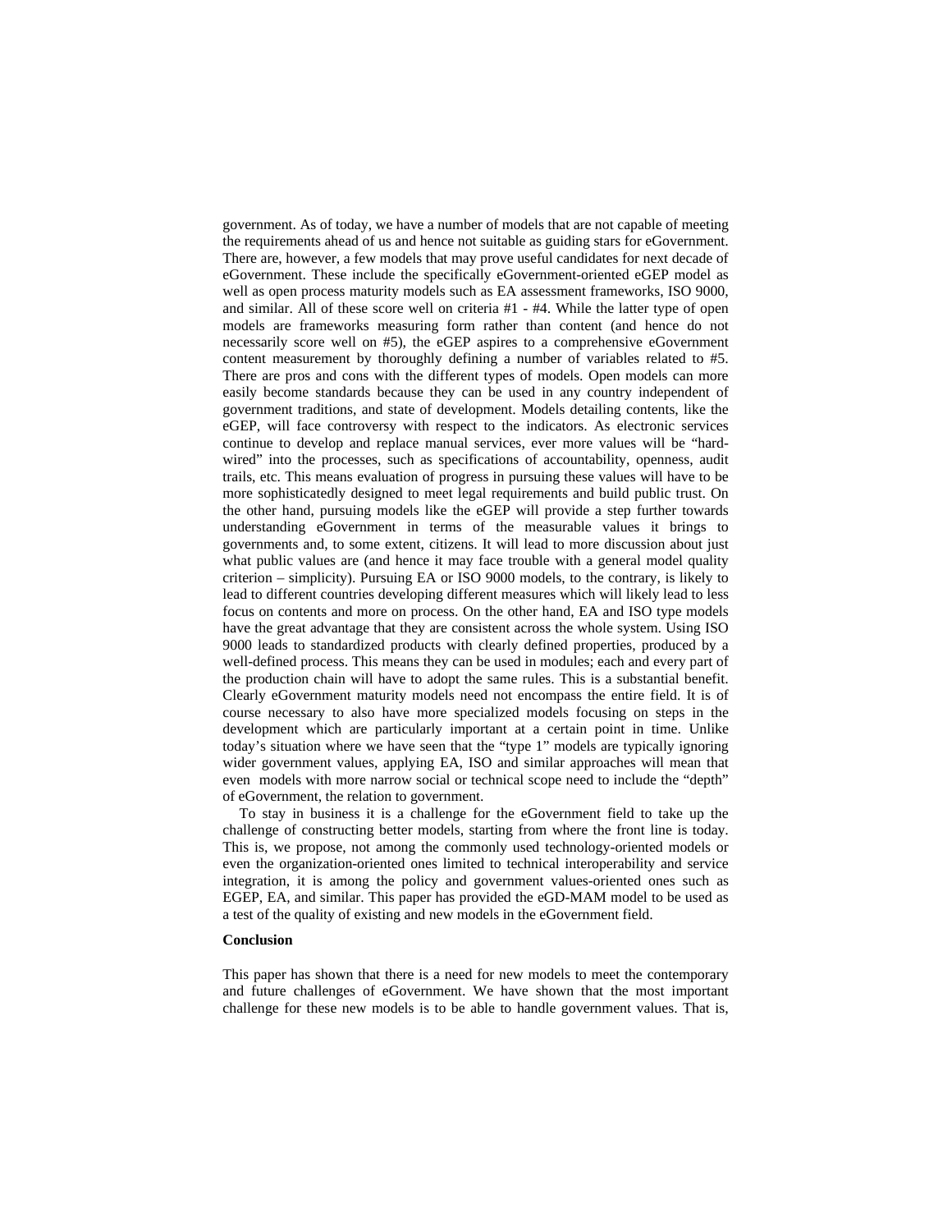government. As of today, we have a number of models that are not capable of meeting the requirements ahead of us and hence not suitable as guiding stars for eGovernment. There are, however, a few models that may prove useful candidates for next decade of eGovernment. These include the specifically eGovernment-oriented eGEP model as well as open process maturity models such as EA assessment frameworks, ISO 9000, and similar. All of these score well on criteria #1 - #4. While the latter type of open models are frameworks measuring form rather than content (and hence do not necessarily score well on #5), the eGEP aspires to a comprehensive eGovernment content measurement by thoroughly defining a number of variables related to #5. There are pros and cons with the different types of models. Open models can more easily become standards because they can be used in any country independent of government traditions, and state of development. Models detailing contents, like the eGEP, will face controversy with respect to the indicators. As electronic services continue to develop and replace manual services, ever more values will be "hard-wired" into the processes, such as specifications of accountability, openness, audit trails, etc. This means evaluation of progress in pursuing these values will have to be more sophisticatedly designed to meet legal requirements and build public trust. On the other hand, pursuing models like the eGEP will provide a step further towards understanding eGovernment in terms of the measurable values it brings to governments and, to some extent, citizens. It will lead to more discussion about just what public values are (and hence it may face trouble with a general model quality criterion – simplicity). Pursuing EA or ISO 9000 models, to the contrary, is likely to lead to different countries developing different measures which will likely lead to less focus on contents and more on process. On the other hand, EA and ISO type models have the great advantage that they are consistent across the whole system. Using ISO 9000 leads to standardized products with clearly defined properties, produced by a well-defined process. This means they can be used in modules; each and every part of the production chain will have to adopt the same rules. This is a substantial benefit. Clearly eGovernment maturity models need not encompass the entire field. It is of course necessary to also have more specialized models focusing on steps in the development which are particularly important at a certain point in time. Unlike today's situation where we have seen that the "type 1" models are typically ignoring wider government values, applying EA, ISO and similar approaches will mean that even models with more narrow social or technical scope need to include the "depth" of eGovernment, the relation to government.

To stay in business it is a challenge for the eGovernment field to take up the challenge of constructing better models, starting from where the front line is today. This is, we propose, not among the commonly used technology-oriented models or even the organization-oriented ones limited to technical interoperability and service integration, it is among the policy and government values-oriented ones such as EGEP, EA, and similar. This paper has provided the eGD-MAM model to be used as a test of the quality of existing and new models in the eGovernment field.

## Conclusion

This paper has shown that there is a need for new models to meet the contemporary and future challenges of eGovernment. We have shown that the most important challenge for these new models is to be able to handle government values. That is,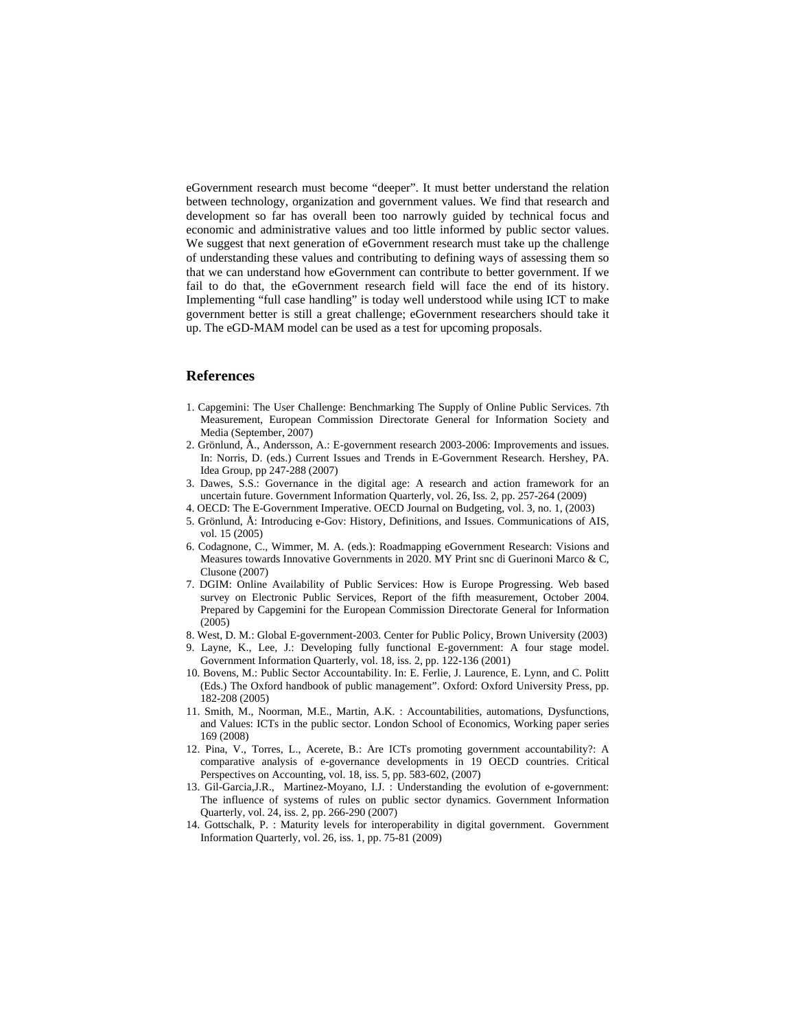eGovernment research must become “deeper”. It must better understand the relation between technology, organization and government values. We find that research and development so far has overall been too narrowly guided by technical focus and economic and administrative values and too little informed by public sector values. We suggest that next generation of eGovernment research must take up the challenge of understanding these values and contributing to defining ways of assessing them so that we can understand how eGovernment can contribute to better government. If we fail to do that, the eGovernment research field will face the end of its history. Implementing “full case handling” is today well understood while using ICT to make government better is still a great challenge; eGovernment researchers should take it up. The eGD-MAM model can be used as a test for upcoming proposals.

## References

1. Capgemini: The User Challenge: Benchmarking The Supply of Online Public Services. 7th Measurement, European Commission Directorate General for Information Society and Media (September, 2007)
2. Grönlund, Å., Andersson, A.: E-government research 2003-2006: Improvements and issues. In: Norris, D. (eds.) Current Issues and Trends in E-Government Research. Hershey, PA. Idea Group, pp 247-288 (2007)
3. Dawes, S.S.: Governance in the digital age: A research and action framework for an uncertain future. Government Information Quarterly, vol. 26, Iss. 2, pp. 257-264 (2009)
4. OECD: The E-Government Imperative. OECD Journal on Budgeting, vol. 3, no. 1, (2003)
5. Grönlund, Å: Introducing e-Gov: History, Definitions, and Issues. Communications of AIS, vol. 15 (2005)
6. Codagnone, C., Wimmer, M. A. (eds.): Roadmapping eGovernment Research: Visions and Measures towards Innovative Governments in 2020. MY Print snc di Guerinoni Marco & C, Clusone (2007)
7. DGIM: Online Availability of Public Services: How is Europe Progressing. Web based survey on Electronic Public Services, Report of the fifth measurement, October 2004. Prepared by Capgemini for the European Commission Directorate General for Information (2005)
8. West, D. M.: Global E-government-2003. Center for Public Policy, Brown University (2003)
9. Layne, K., Lee, J.: Developing fully functional E-government: A four stage model. Government Information Quarterly, vol. 18, iss. 2, pp. 122-136 (2001)
10. Bovens, M.: Public Sector Accountability. In: E. Ferlie, J. Laurence, E. Lynn, and C. Politt (Eds.) The Oxford handbook of public management”. Oxford: Oxford University Press, pp. 182-208 (2005)
11. Smith, M., Noorman, M.E., Martin, A.K. : Accountabilities, automations, Dysfunctions, and Values: ICTs in the public sector. London School of Economics, Working paper series 169 (2008)
12. Pina, V., Torres, L., Acerete, B.: Are ICTs promoting government accountability?: A comparative analysis of e-governance developments in 19 OECD countries. Critical Perspectives on Accounting, vol. 18, iss. 5, pp. 583-602, (2007)
13. Gil-Garcia,J.R., Martinez-Moyano, I.J. : Understanding the evolution of e-government: The influence of systems of rules on public sector dynamics. Government Information Quarterly, vol. 24, iss. 2, pp. 266-290 (2007)
14. Gottschalk, P. : Maturity levels for interoperability in digital government. Government Information Quarterly, vol. 26, iss. 1, pp. 75-81 (2009)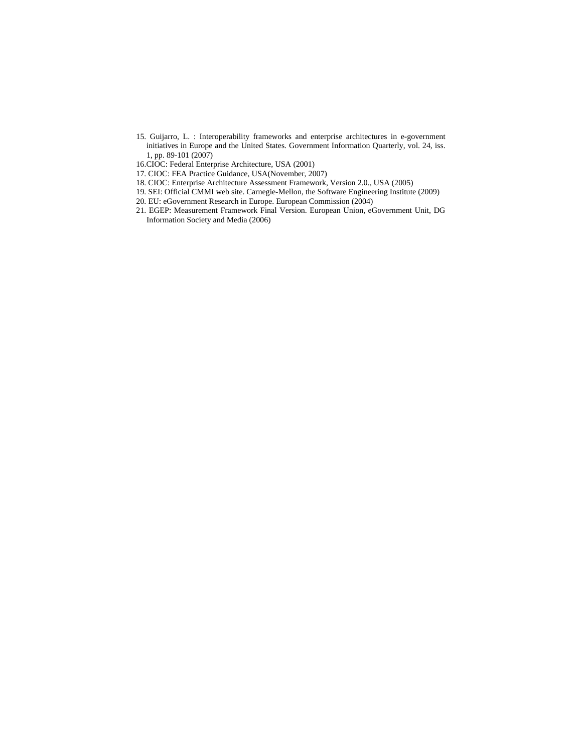15. Guijarro, L. : Interoperability frameworks and enterprise architectures in e-government initiatives in Europe and the United States. Government Information Quarterly, vol. 24, iss. 1, pp. 89-101 (2007)
16. CIOC: Federal Enterprise Architecture, USA (2001)
17. CIOC: FEA Practice Guidance, USA(November, 2007)
18. CIOC: Enterprise Architecture Assessment Framework, Version 2.0., USA (2005)
19. SEI: Official CMMI web site. Carnegie-Mellon, the Software Engineering Institute (2009)
20. EU: eGovernment Research in Europe. European Commission (2004)
21. EGEP: Measurement Framework Final Version. European Union, eGovernment Unit, DG Information Society and Media (2006)